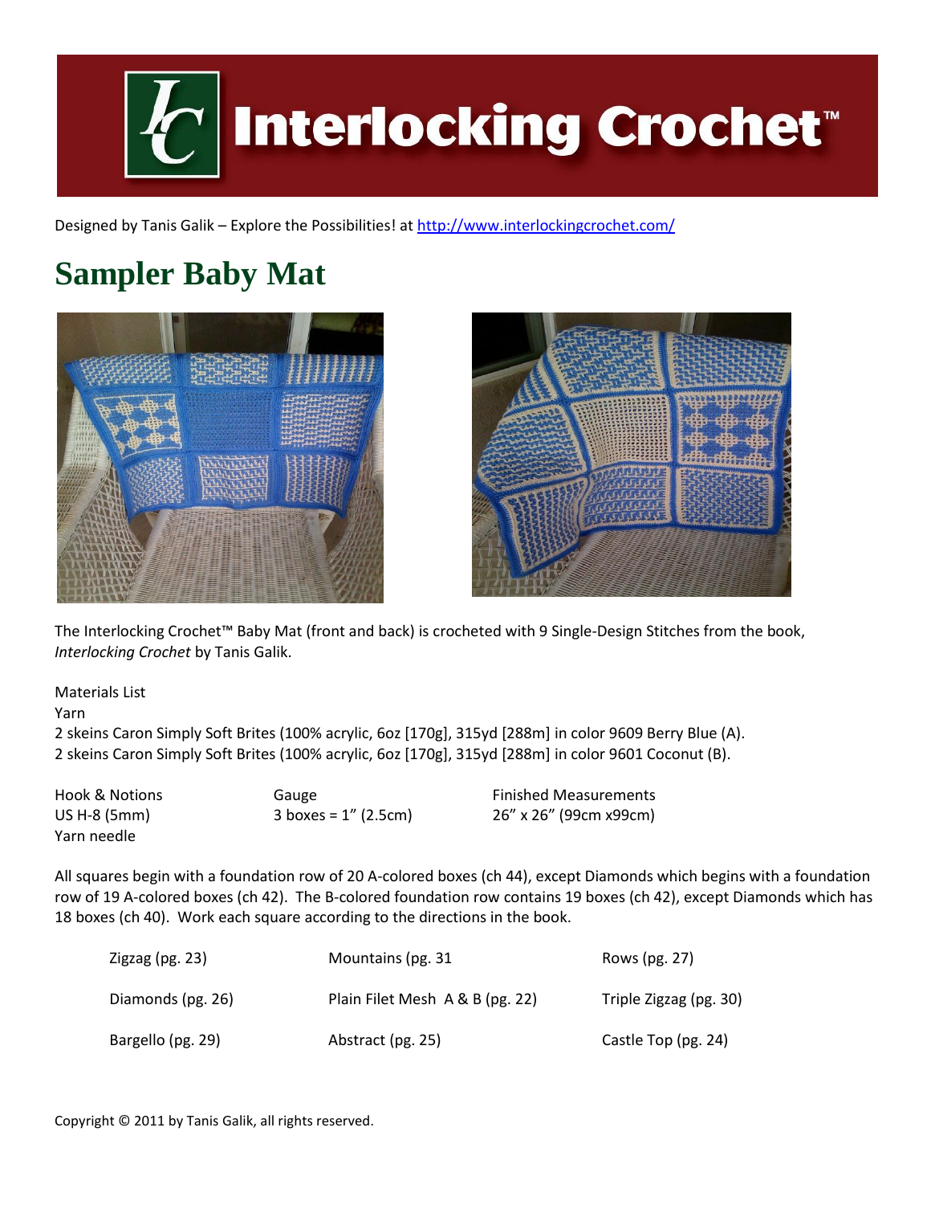# Interlocking Crochet™

Designed by Tanis Galik – Explore the Possibilities! at http://www.interlockingcrochet.com/

## Sampler Baby Mat

The Interlocking Crochet™ Baby Mat (front and back) is crocheted with 9 Single-Design Stitches from the book, *Interlocking Crochet* by Tanis Galik.

Materials List

Yarn

2 skeins Caron Simply Soft Brites (100% acrylic, 6oz [170g], 315yd [288m] in color 9609 Berry Blue (A).
2 skeins Caron Simply Soft Brites (100% acrylic, 6oz [170g], 315yd [288m] in color 9601 Coconut (B).

| Hook & Notions | Gauge | Finished Measurements |
|---|---|---|
| US H-8 (5mm) | 3 boxes = 1" (2.5cm) | 26" x 26" (99cm x99cm) |
| Yarn needle | | |

All squares begin with a foundation row of 20 A-colored boxes (ch 44), except Diamonds which begins with a foundation row of 19 A-colored boxes (ch 42). The B-colored foundation row contains 19 boxes (ch 42), except Diamonds which has 18 boxes (ch 40). Work each square according to the directions in the book.

| | | |
|---|---|---|
| Zigzag (pg. 23) | Mountains (pg. 31 | Rows (pg. 27) |
| Diamonds (pg. 26) | Plain Filet Mesh A & B (pg. 22) | Triple Zigzag (pg. 30) |
| Bargello (pg. 29) | Abstract (pg. 25) | Castle Top (pg. 24) |

Copyright © 2011 by Tanis Galik, all rights reserved.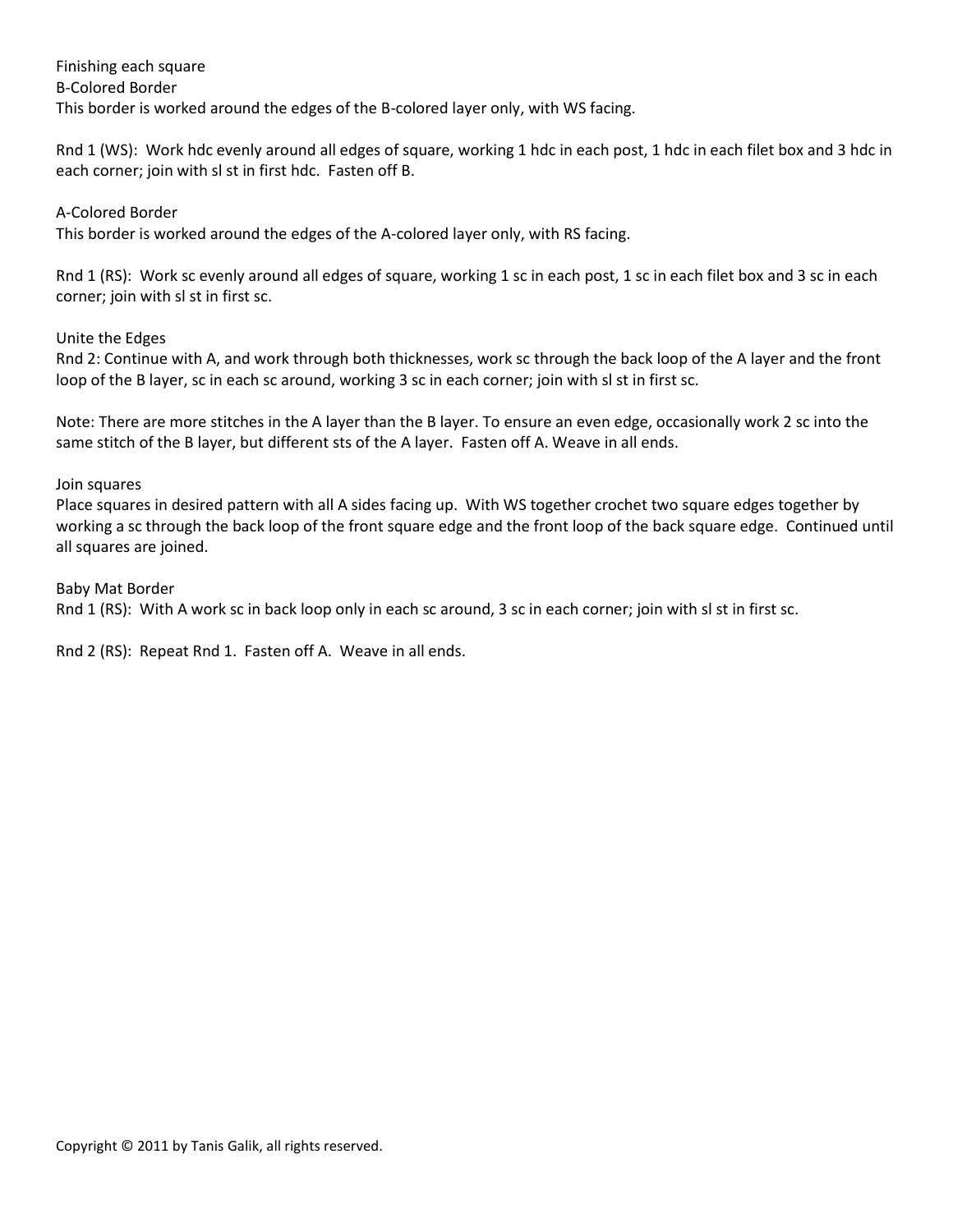## Finishing each square

### B-Colored Border

This border is worked around the edges of the B-colored layer only, with WS facing.

Rnd 1 (WS): Work hdc evenly around all edges of square, working 1 hdc in each post, 1 hdc in each filet box and 3 hdc in each corner; join with sl st in first hdc. Fasten off B.

### A-Colored Border

This border is worked around the edges of the A-colored layer only, with RS facing.

Rnd 1 (RS): Work sc evenly around all edges of square, working 1 sc in each post, 1 sc in each filet box and 3 sc in each corner; join with sl st in first sc.

### Unite the Edges

Rnd 2: Continue with A, and work through both thicknesses, work sc through the back loop of the A layer and the front loop of the B layer, sc in each sc around, working 3 sc in each corner; join with sl st in first sc.

Note: There are more stitches in the A layer than the B layer. To ensure an even edge, occasionally work 2 sc into the same stitch of the B layer, but different sts of the A layer. Fasten off A. Weave in all ends.

## Join squares

Place squares in desired pattern with all A sides facing up. With WS together crochet two square edges together by working a sc through the back loop of the front square edge and the front loop of the back square edge. Continued until all squares are joined.

## Baby Mat Border

Rnd 1 (RS): With A work sc in back loop only in each sc around, 3 sc in each corner; join with sl st in first sc.

Rnd 2 (RS): Repeat Rnd 1. Fasten off A. Weave in all ends.

Copyright © 2011 by Tanis Galik, all rights reserved.